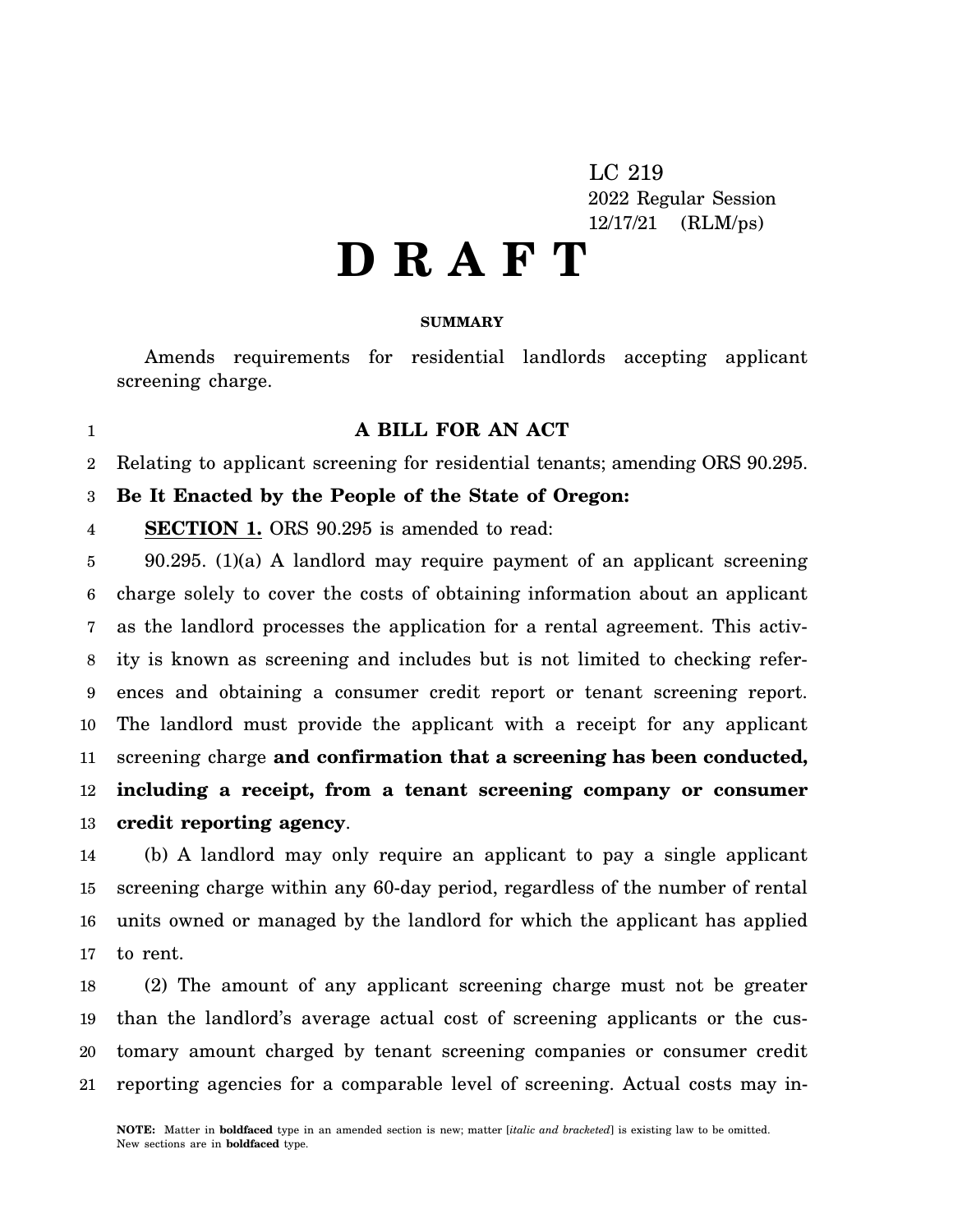LC 219
2022 Regular Session
12/17/21 (RLM/ps)

# D R A F T

**SUMMARY**

Amends requirements for residential landlords accepting applicant screening charge.

## A BILL FOR AN ACT

Relating to applicant screening for residential tenants; amending ORS 90.295.

**Be It Enacted by the People of the State of Oregon:**

**SECTION 1.** ORS 90.295 is amended to read:

90.295. (1)(a) A landlord may require payment of an applicant screening charge solely to cover the costs of obtaining information about an applicant as the landlord processes the application for a rental agreement. This activity is known as screening and includes but is not limited to checking references and obtaining a consumer credit report or tenant screening report. The landlord must provide the applicant with a receipt for any applicant screening charge **and confirmation that a screening has been conducted, including a receipt, from a tenant screening company or consumer credit reporting agency**.

(b) A landlord may only require an applicant to pay a single applicant screening charge within any 60-day period, regardless of the number of rental units owned or managed by the landlord for which the applicant has applied to rent.

(2) The amount of any applicant screening charge must not be greater than the landlord's average actual cost of screening applicants or the customary amount charged by tenant screening companies or consumer credit reporting agencies for a comparable level of screening. Actual costs may in-

**NOTE:** Matter in **boldfaced** type in an amended section is new; matter [*italic and bracketed*] is existing law to be omitted. New sections are in **boldfaced** type.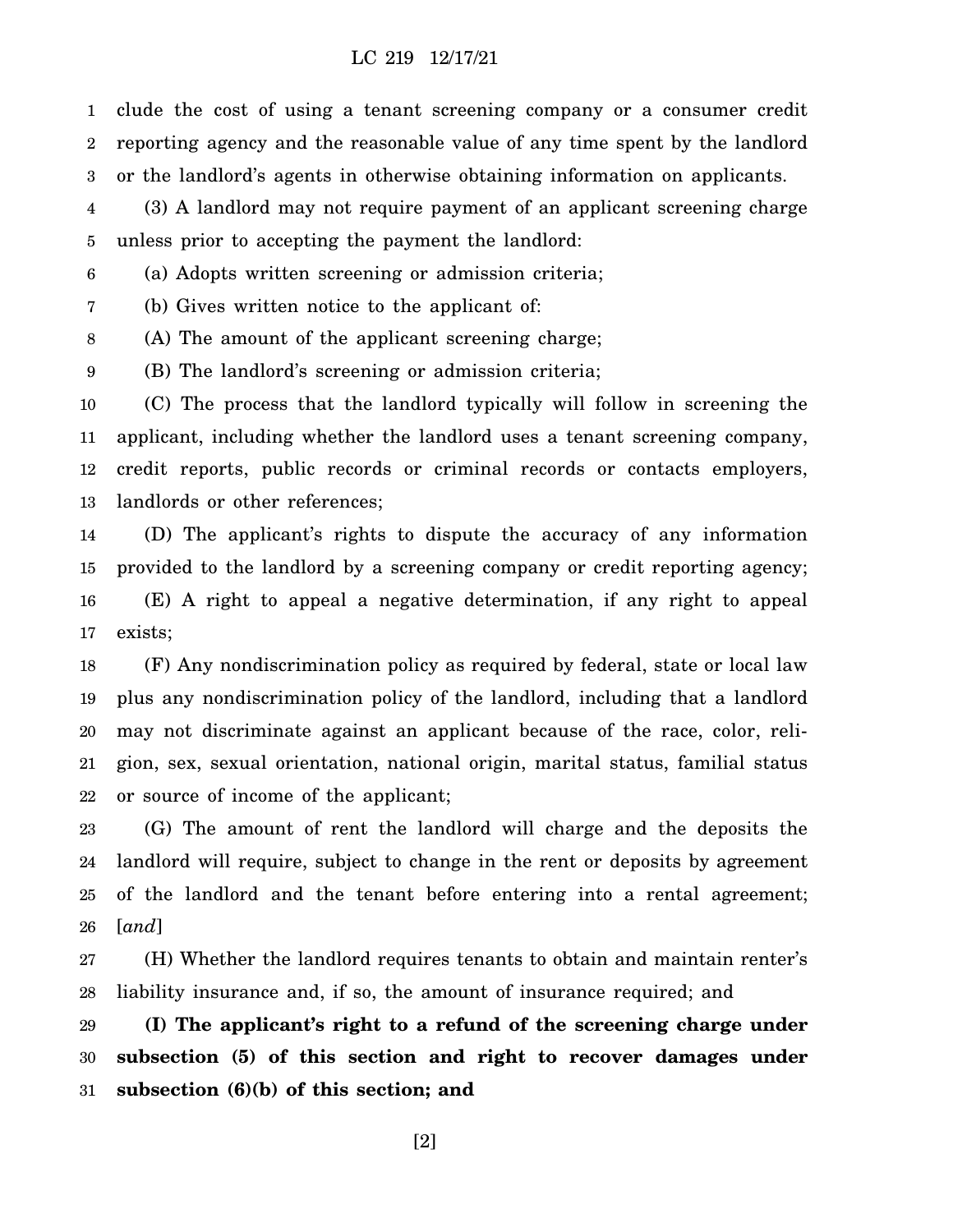clude the cost of using a tenant screening company or a consumer credit reporting agency and the reasonable value of any time spent by the landlord or the landlord's agents in otherwise obtaining information on applicants.

(3) A landlord may not require payment of an applicant screening charge unless prior to accepting the payment the landlord:

(a) Adopts written screening or admission criteria;

(b) Gives written notice to the applicant of:

(A) The amount of the applicant screening charge;

(B) The landlord's screening or admission criteria;

(C) The process that the landlord typically will follow in screening the applicant, including whether the landlord uses a tenant screening company, credit reports, public records or criminal records or contacts employers, landlords or other references;

(D) The applicant's rights to dispute the accuracy of any information provided to the landlord by a screening company or credit reporting agency;

(E) A right to appeal a negative determination, if any right to appeal exists;

(F) Any nondiscrimination policy as required by federal, state or local law plus any nondiscrimination policy of the landlord, including that a landlord may not discriminate against an applicant because of the race, color, religion, sex, sexual orientation, national origin, marital status, familial status or source of income of the applicant;

(G) The amount of rent the landlord will charge and the deposits the landlord will require, subject to change in the rent or deposits by agreement of the landlord and the tenant before entering into a rental agreement; [*and*]

(H) Whether the landlord requires tenants to obtain and maintain renter's liability insurance and, if so, the amount of insurance required; and

**(I) The applicant's right to a refund of the screening charge under subsection (5) of this section and right to recover damages under subsection (6)(b) of this section; and**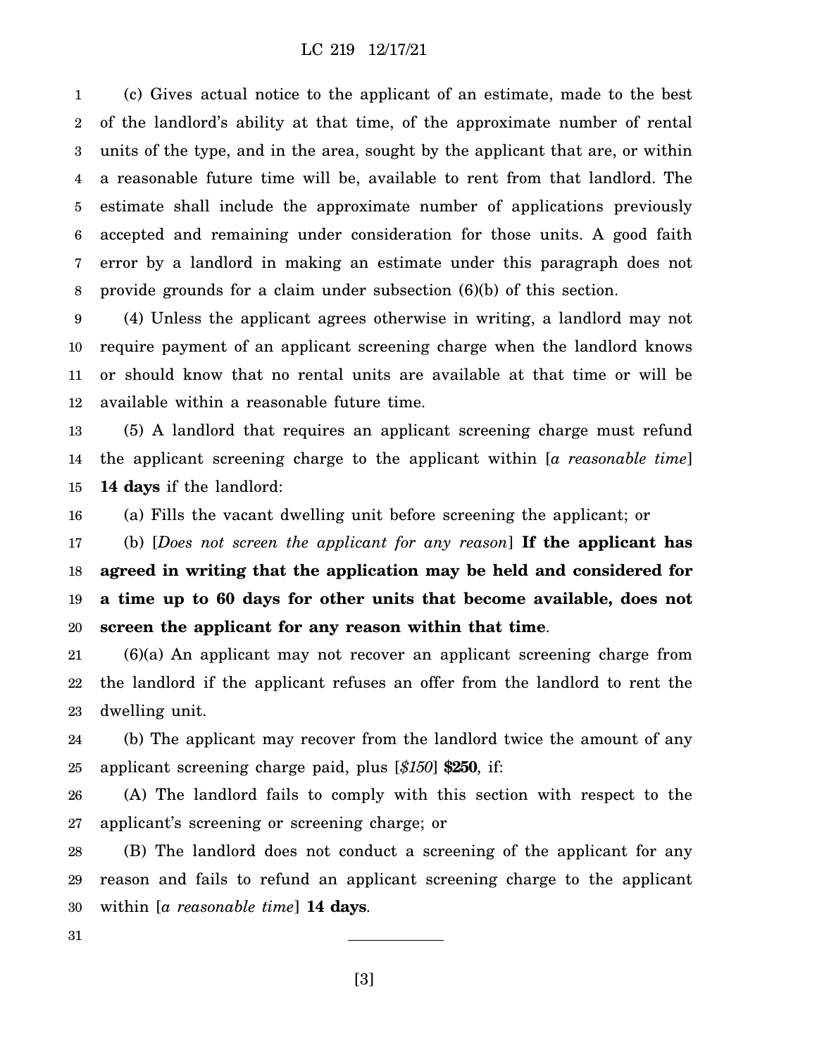(c) Gives actual notice to the applicant of an estimate, made to the best of the landlord's ability at that time, of the approximate number of rental units of the type, and in the area, sought by the applicant that are, or within a reasonable future time will be, available to rent from that landlord. The estimate shall include the approximate number of applications previously accepted and remaining under consideration for those units. A good faith error by a landlord in making an estimate under this paragraph does not provide grounds for a claim under subsection (6)(b) of this section.

(4) Unless the applicant agrees otherwise in writing, a landlord may not require payment of an applicant screening charge when the landlord knows or should know that no rental units are available at that time or will be available within a reasonable future time.

(5) A landlord that requires an applicant screening charge must refund the applicant screening charge to the applicant within [*a reasonable time*] **14 days** if the landlord:

(a) Fills the vacant dwelling unit before screening the applicant; or

(b) [*Does not screen the applicant for any reason*] **If the applicant has agreed in writing that the application may be held and considered for a time up to 60 days for other units that become available, does not screen the applicant for any reason within that time**.

(6)(a) An applicant may not recover an applicant screening charge from the landlord if the applicant refuses an offer from the landlord to rent the dwelling unit.

(b) The applicant may recover from the landlord twice the amount of any applicant screening charge paid, plus [*$150*] **$250**, if:

(A) The landlord fails to comply with this section with respect to the applicant's screening or screening charge; or

(B) The landlord does not conduct a screening of the applicant for any reason and fails to refund an applicant screening charge to the applicant within [*a reasonable time*] **14 days**.